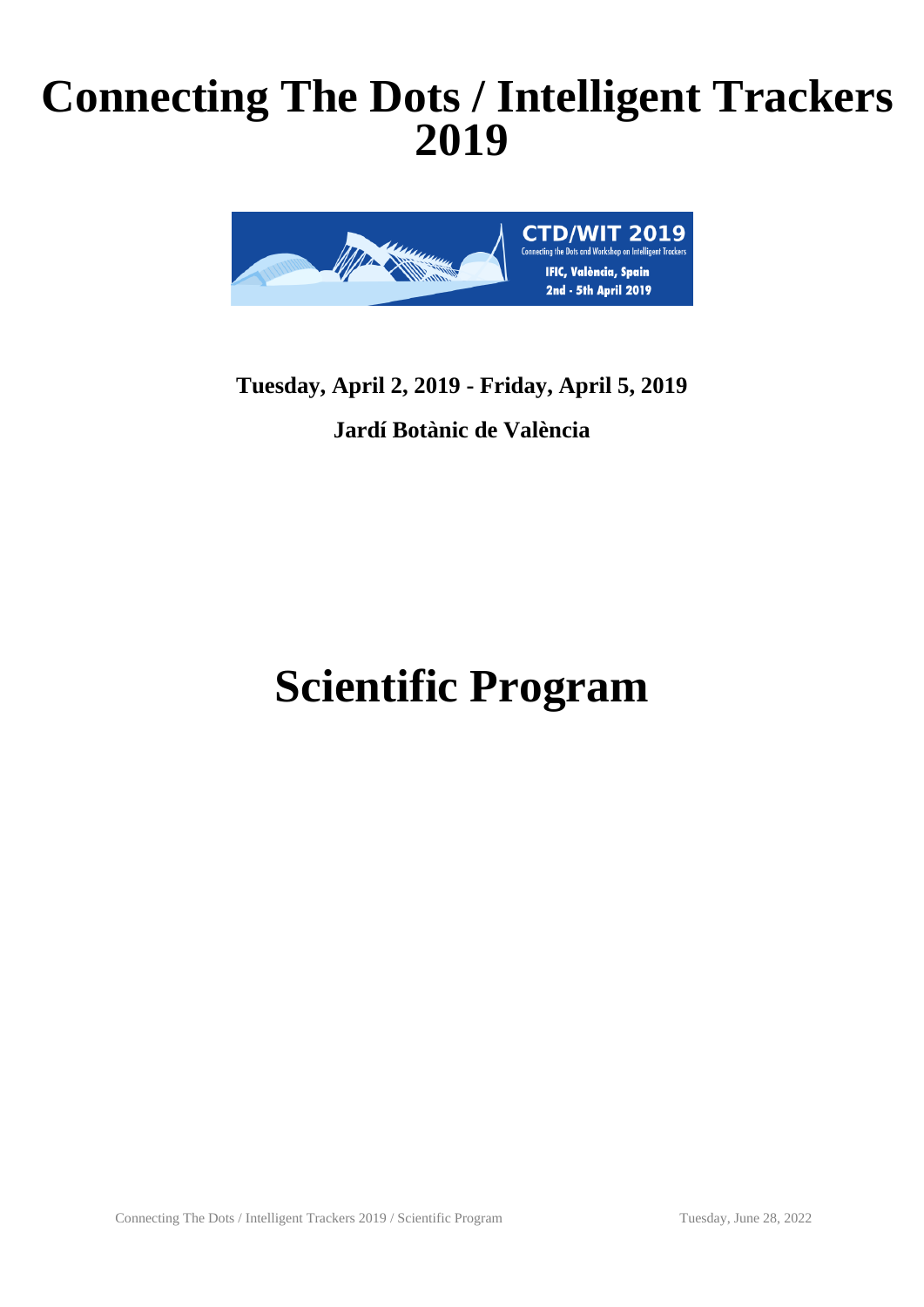# Connecting The Dots / Intelligent Trackers 2019

**Tuesday, April 2, 2019 - Friday, April 5, 2019**

**Jardí Botànic de València**

# Scientific Program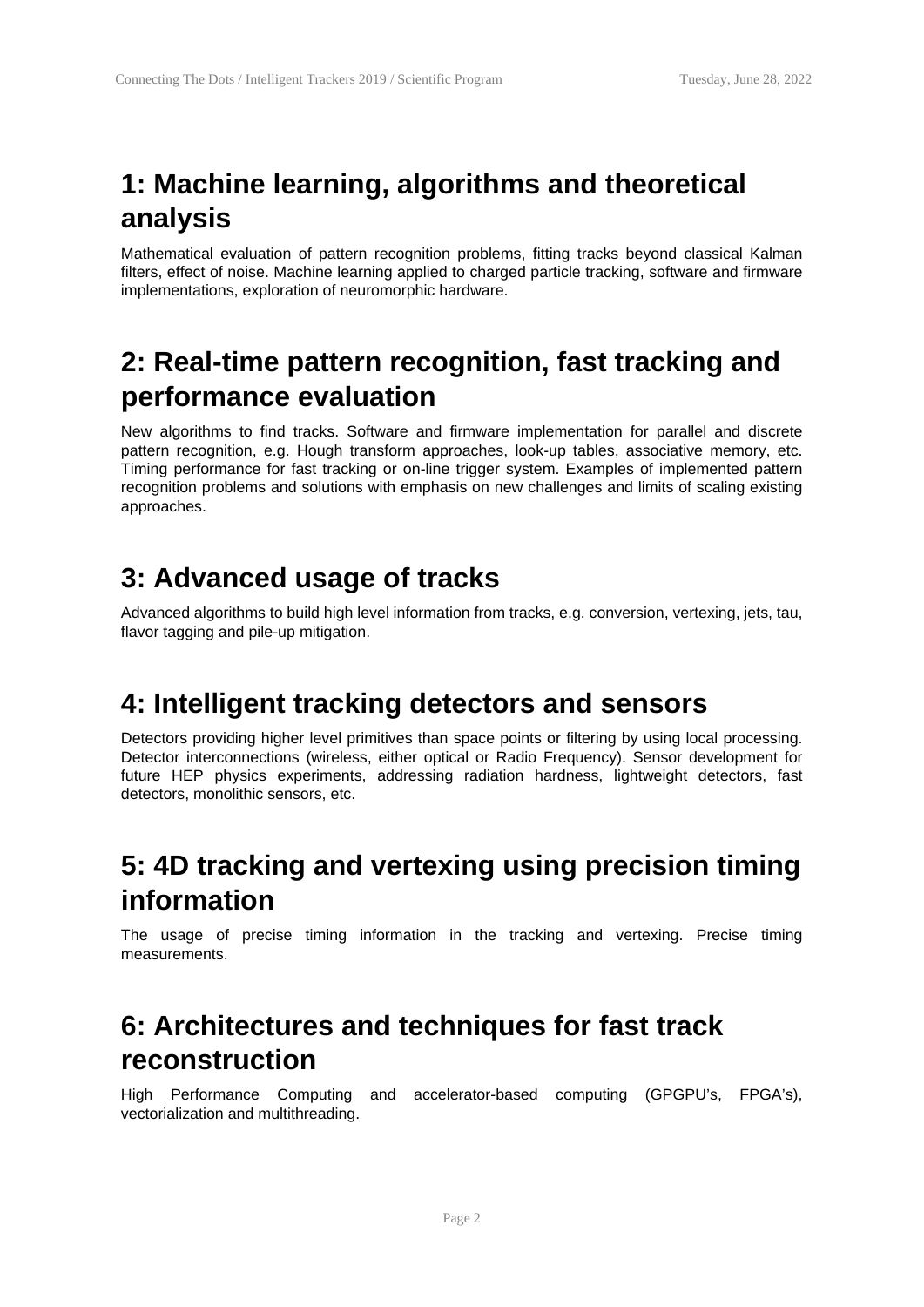## 1: Machine learning, algorithms and theoretical analysis

Mathematical evaluation of pattern recognition problems, fitting tracks beyond classical Kalman filters, effect of noise. Machine learning applied to charged particle tracking, software and firmware implementations, exploration of neuromorphic hardware.

## 2: Real-time pattern recognition, fast tracking and performance evaluation

New algorithms to find tracks. Software and firmware implementation for parallel and discrete pattern recognition, e.g. Hough transform approaches, look-up tables, associative memory, etc. Timing performance for fast tracking or on-line trigger system. Examples of implemented pattern recognition problems and solutions with emphasis on new challenges and limits of scaling existing approaches.

## 3: Advanced usage of tracks

Advanced algorithms to build high level information from tracks, e.g. conversion, vertexing, jets, tau, flavor tagging and pile-up mitigation.

## 4: Intelligent tracking detectors and sensors

Detectors providing higher level primitives than space points or filtering by using local processing. Detector interconnections (wireless, either optical or Radio Frequency). Sensor development for future HEP physics experiments, addressing radiation hardness, lightweight detectors, fast detectors, monolithic sensors, etc.

## 5: 4D tracking and vertexing using precision timing information

The usage of precise timing information in the tracking and vertexing. Precise timing measurements.

## 6: Architectures and techniques for fast track reconstruction

High Performance Computing and accelerator-based computing (GPGPU's, FPGA's), vectorialization and multithreading.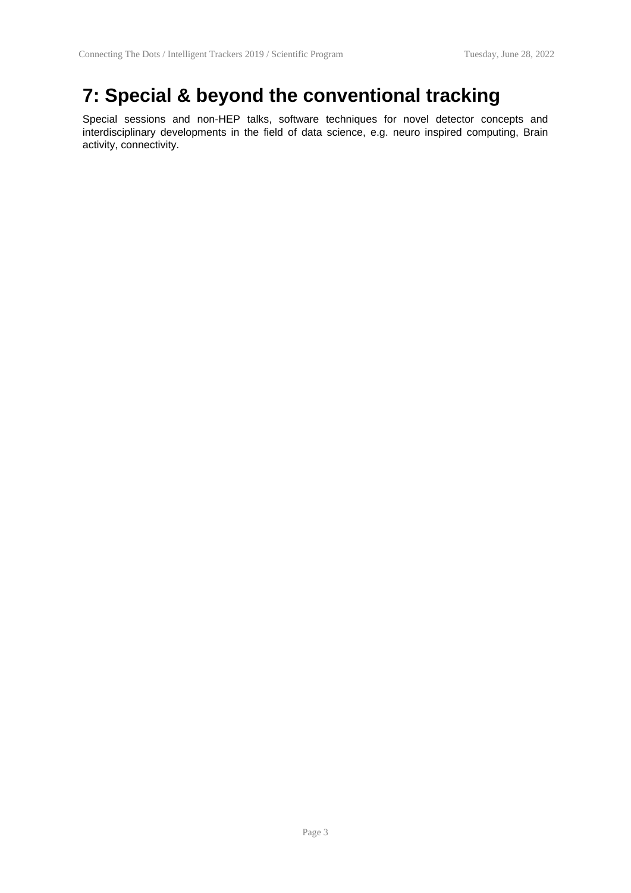# 7: Special & beyond the conventional tracking

Special sessions and non-HEP talks, software techniques for novel detector concepts and interdisciplinary developments in the field of data science, e.g. neuro inspired computing, Brain activity, connectivity.